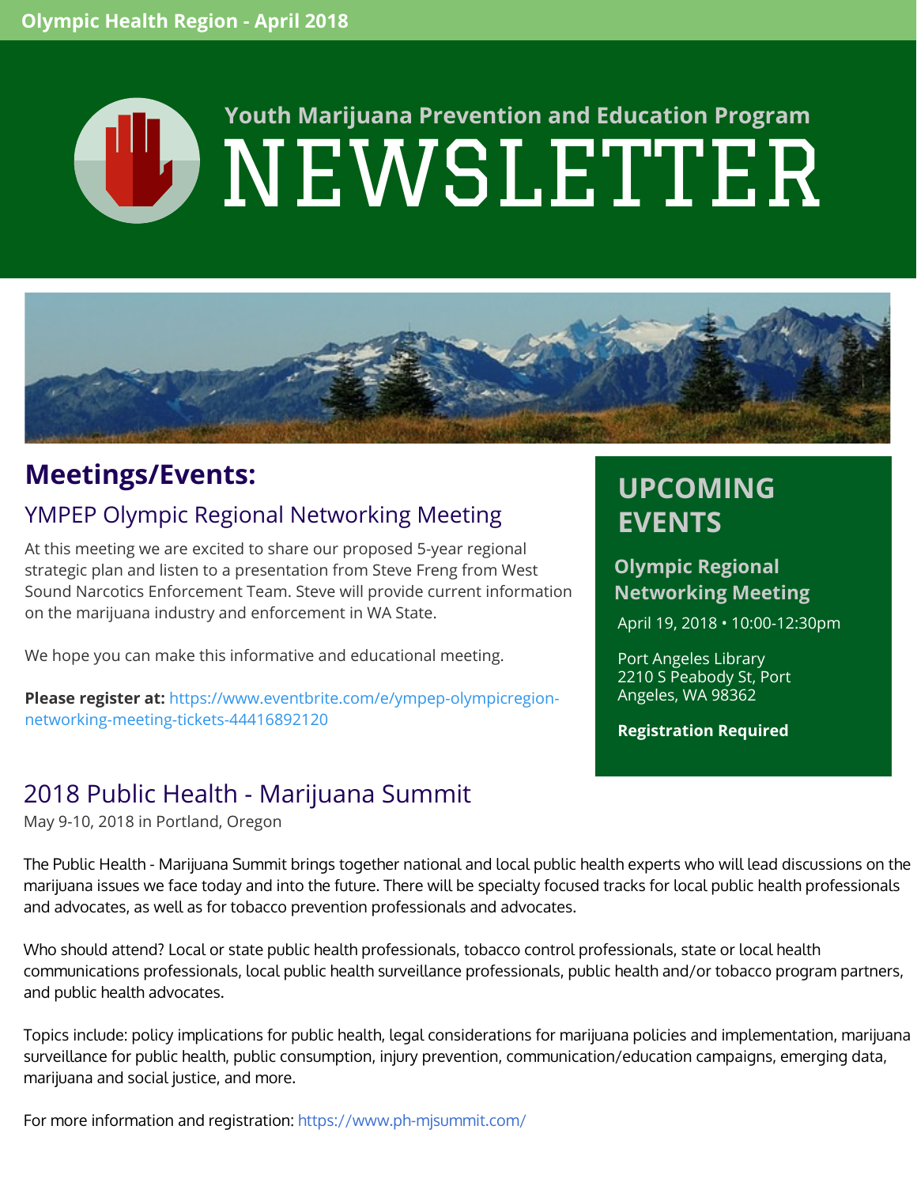Olympic Health Region - April 2018

# Youth Marijuana Prevention and Education Program NEWSLETTER

## Meetings/Events:

### YMPEP Olympic Regional Networking Meeting

At this meeting we are excited to share our proposed 5-year regional strategic plan and listen to a presentation from Steve Freng from West Sound Narcotics Enforcement Team. Steve will provide current information on the marijuana industry and enforcement in WA State.

We hope you can make this informative and educational meeting.

**Please register at:** https://www.eventbrite.com/e/ympep-olympicregion-networking-meeting-tickets-44416892120

## UPCOMING EVENTS

**Olympic Regional Networking Meeting**

April 19, 2018 • 10:00-12:30pm

Port Angeles Library
2210 S Peabody St, Port Angeles, WA 98362

**Registration Required**

### 2018 Public Health - Marijuana Summit

May 9-10, 2018 in Portland, Oregon

The Public Health - Marijuana Summit brings together national and local public health experts who will lead discussions on the marijuana issues we face today and into the future. There will be specialty focused tracks for local public health professionals and advocates, as well as for tobacco prevention professionals and advocates.

Who should attend? Local or state public health professionals, tobacco control professionals, state or local health communications professionals, local public health surveillance professionals, public health and/or tobacco program partners, and public health advocates.

Topics include: policy implications for public health, legal considerations for marijuana policies and implementation, marijuana surveillance for public health, public consumption, injury prevention, communication/education campaigns, emerging data, marijuana and social justice, and more.

For more information and registration: https://www.ph-mjsummit.com/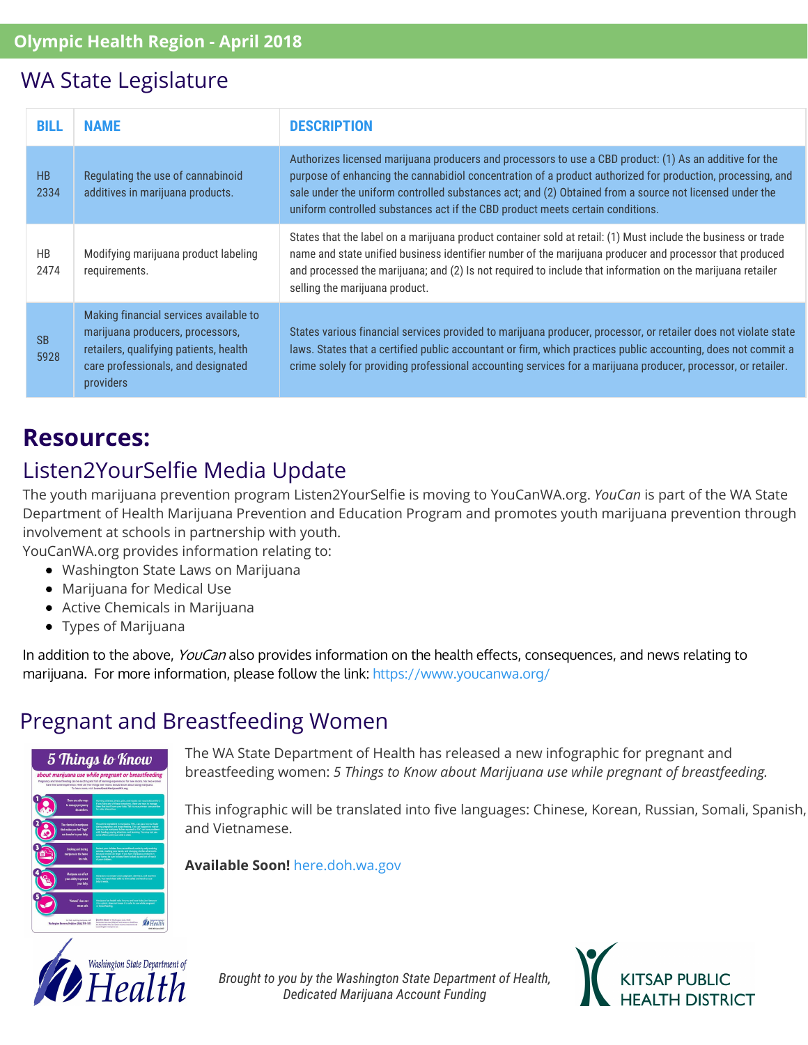Olympic Health Region - April 2018

## WA State Legislature

| BILL | NAME | DESCRIPTION |
|---|---|---|
| HB 2334 | Regulating the use of cannabinoid additives in marijuana products. | Authorizes licensed marijuana producers and processors to use a CBD product: (1) As an additive for the purpose of enhancing the cannabidiol concentration of a product authorized for production, processing, and sale under the uniform controlled substances act; and (2) Obtained from a source not licensed under the uniform controlled substances act if the CBD product meets certain conditions. |
| HB 2474 | Modifying marijuana product labeling requirements. | States that the label on a marijuana product container sold at retail: (1) Must include the business or trade name and state unified business identifier number of the marijuana producer and processor that produced and processed the marijuana; and (2) Is not required to include that information on the marijuana retailer selling the marijuana product. |
| SB 5928 | Making financial services available to marijuana producers, processors, retailers, qualifying patients, health care professionals, and designated providers | States various financial services provided to marijuana producer, processor, or retailer does not violate state laws. States that a certified public accountant or firm, which practices public accounting, does not commit a crime solely for providing professional accounting services for a marijuana producer, processor, or retailer. |

# Resources:

## Listen2YourSelfie Media Update

The youth marijuana prevention program Listen2YourSelfie is moving to YouCanWA.org. *YouCan* is part of the WA State Department of Health Marijuana Prevention and Education Program and promotes youth marijuana prevention through involvement at schools in partnership with youth.
YouCanWA.org provides information relating to:

- Washington State Laws on Marijuana
- Marijuana for Medical Use
- Active Chemicals in Marijuana
- Types of Marijuana

In addition to the above, *YouCan* also provides information on the health effects, consequences, and news relating to marijuana. For more information, please follow the link: https://www.youcanwa.org/

## Pregnant and Breastfeeding Women

The WA State Department of Health has released a new infographic for pregnant and breastfeeding women: *5 Things to Know about Marijuana use while pregnant of breastfeeding.*

This infographic will be translated into five languages: Chinese, Korean, Russian, Somali, Spanish, and Vietnamese.

**Available Soon!** here.doh.wa.gov

Washington State Department of Health

*Brought to you by the Washington State Department of Health, Dedicated Marijuana Account Funding*

KITSAP PUBLIC HEALTH DISTRICT